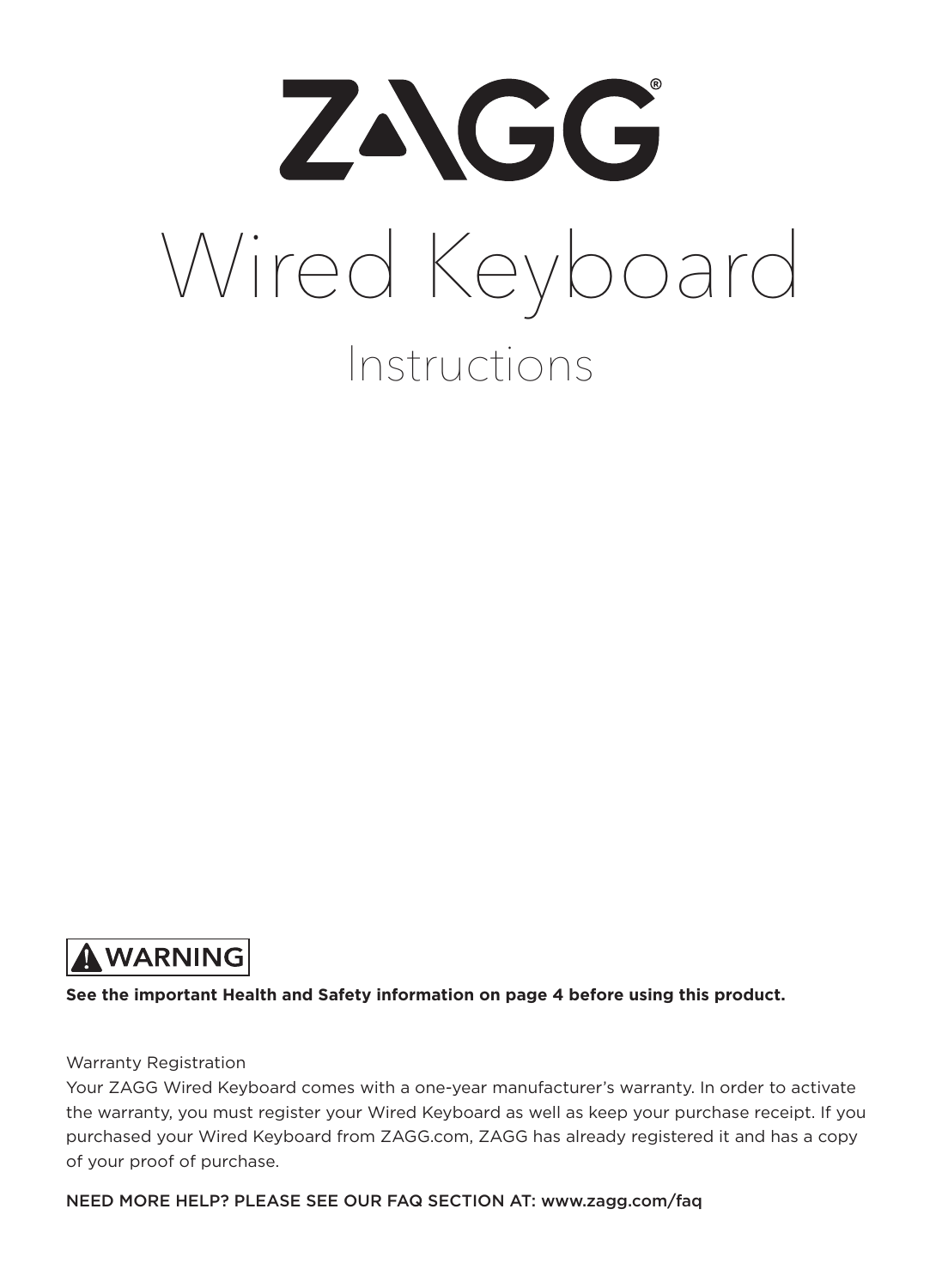# ZAGG®

# Wired Keyboard

## Instructions

**⚠ WARNING**

**See the important Health and Safety information on page 4 before using this product.**

Warranty Registration

Your ZAGG Wired Keyboard comes with a one-year manufacturer's warranty. In order to activate the warranty, you must register your Wired Keyboard as well as keep your purchase receipt. If you purchased your Wired Keyboard from ZAGG.com, ZAGG has already registered it and has a copy of your proof of purchase.

NEED MORE HELP? PLEASE SEE OUR FAQ SECTION AT: www.zagg.com/faq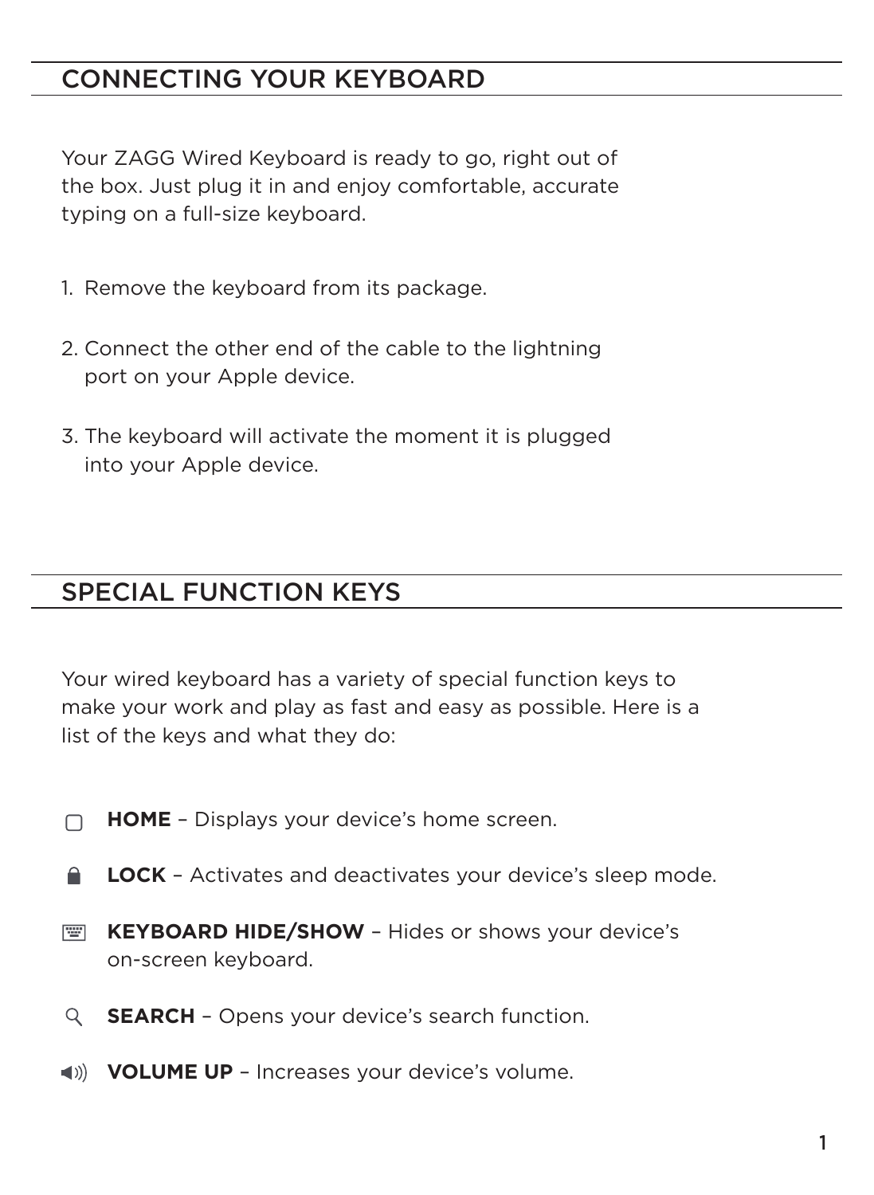## CONNECTING YOUR KEYBOARD

Your ZAGG Wired Keyboard is ready to go, right out of the box. Just plug it in and enjoy comfortable, accurate typing on a full-size keyboard.

1. Remove the keyboard from its package.
2. Connect the other end of the cable to the lightning port on your Apple device.
3. The keyboard will activate the moment it is plugged into your Apple device.

## SPECIAL FUNCTION KEYS

Your wired keyboard has a variety of special function keys to make your work and play as fast and easy as possible. Here is a list of the keys and what they do:

- **HOME** – Displays your device's home screen.
- **LOCK** – Activates and deactivates your device's sleep mode.
- **KEYBOARD HIDE/SHOW** – Hides or shows your device's on-screen keyboard.
- **SEARCH** – Opens your device's search function.
- **VOLUME UP** – Increases your device's volume.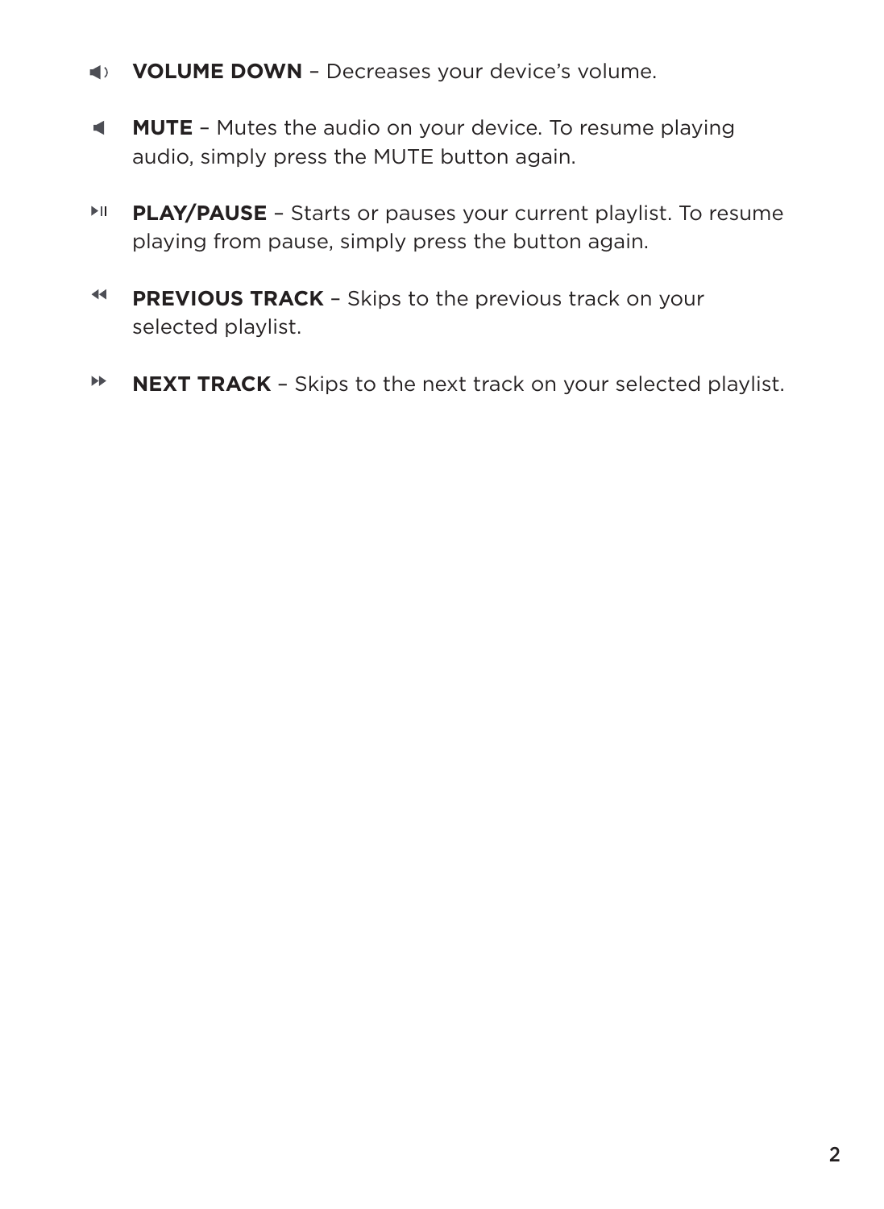- **VOLUME DOWN** – Decreases your device's volume.
- **MUTE** – Mutes the audio on your device. To resume playing audio, simply press the MUTE button again.
- **PLAY/PAUSE** – Starts or pauses your current playlist. To resume playing from pause, simply press the button again.
- **PREVIOUS TRACK** – Skips to the previous track on your selected playlist.
- **NEXT TRACK** – Skips to the next track on your selected playlist.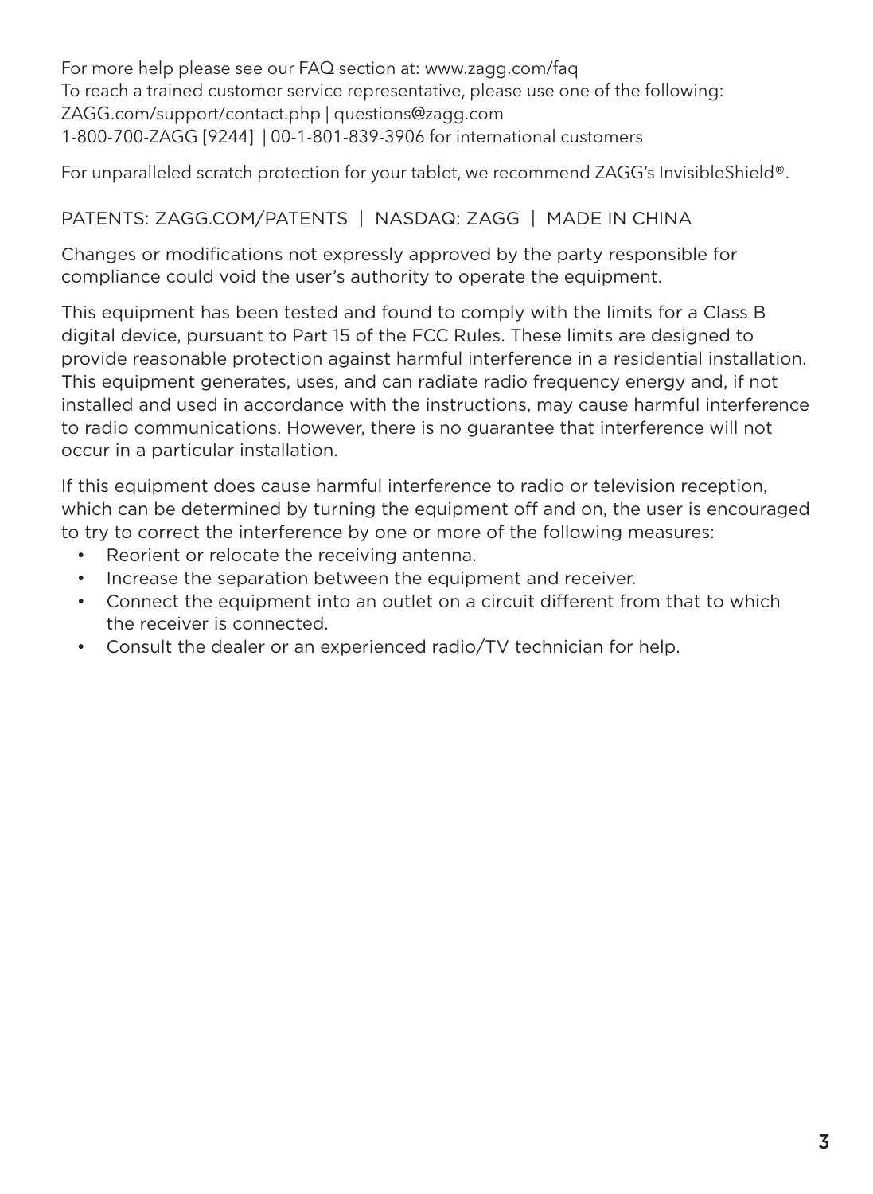For more help please see our FAQ section at: www.zagg.com/faq
To reach a trained customer service representative, please use one of the following:
ZAGG.com/support/contact.php | questions@zagg.com
1-800-700-ZAGG [9244] | 00-1-801-839-3906 for international customers

For unparalleled scratch protection for your tablet, we recommend ZAGG's InvisibleShield®.

PATENTS: ZAGG.COM/PATENTS | NASDAQ: ZAGG | MADE IN CHINA

Changes or modifications not expressly approved by the party responsible for compliance could void the user's authority to operate the equipment.

This equipment has been tested and found to comply with the limits for a Class B digital device, pursuant to Part 15 of the FCC Rules. These limits are designed to provide reasonable protection against harmful interference in a residential installation. This equipment generates, uses, and can radiate radio frequency energy and, if not installed and used in accordance with the instructions, may cause harmful interference to radio communications. However, there is no guarantee that interference will not occur in a particular installation.

If this equipment does cause harmful interference to radio or television reception, which can be determined by turning the equipment off and on, the user is encouraged to try to correct the interference by one or more of the following measures:

- Reorient or relocate the receiving antenna.
- Increase the separation between the equipment and receiver.
- Connect the equipment into an outlet on a circuit different from that to which the receiver is connected.
- Consult the dealer or an experienced radio/TV technician for help.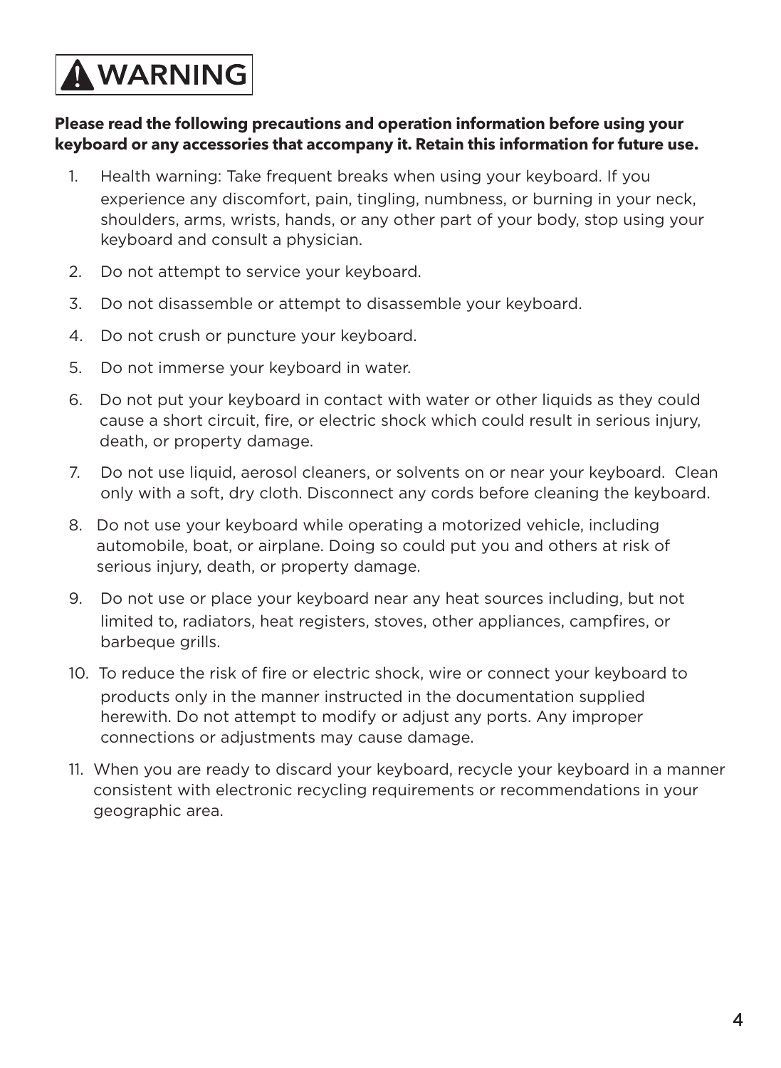# ⚠ WARNING

**Please read the following precautions and operation information before using your keyboard or any accessories that accompany it. Retain this information for future use.**

1. Health warning: Take frequent breaks when using your keyboard. If you experience any discomfort, pain, tingling, numbness, or burning in your neck, shoulders, arms, wrists, hands, or any other part of your body, stop using your keyboard and consult a physician.
2. Do not attempt to service your keyboard.
3. Do not disassemble or attempt to disassemble your keyboard.
4. Do not crush or puncture your keyboard.
5. Do not immerse your keyboard in water.
6. Do not put your keyboard in contact with water or other liquids as they could cause a short circuit, fire, or electric shock which could result in serious injury, death, or property damage.
7. Do not use liquid, aerosol cleaners, or solvents on or near your keyboard. Clean only with a soft, dry cloth. Disconnect any cords before cleaning the keyboard.
8. Do not use your keyboard while operating a motorized vehicle, including automobile, boat, or airplane. Doing so could put you and others at risk of serious injury, death, or property damage.
9. Do not use or place your keyboard near any heat sources including, but not limited to, radiators, heat registers, stoves, other appliances, campfires, or barbeque grills.
10. To reduce the risk of fire or electric shock, wire or connect your keyboard to products only in the manner instructed in the documentation supplied herewith. Do not attempt to modify or adjust any ports. Any improper connections or adjustments may cause damage.
11. When you are ready to discard your keyboard, recycle your keyboard in a manner consistent with electronic recycling requirements or recommendations in your geographic area.